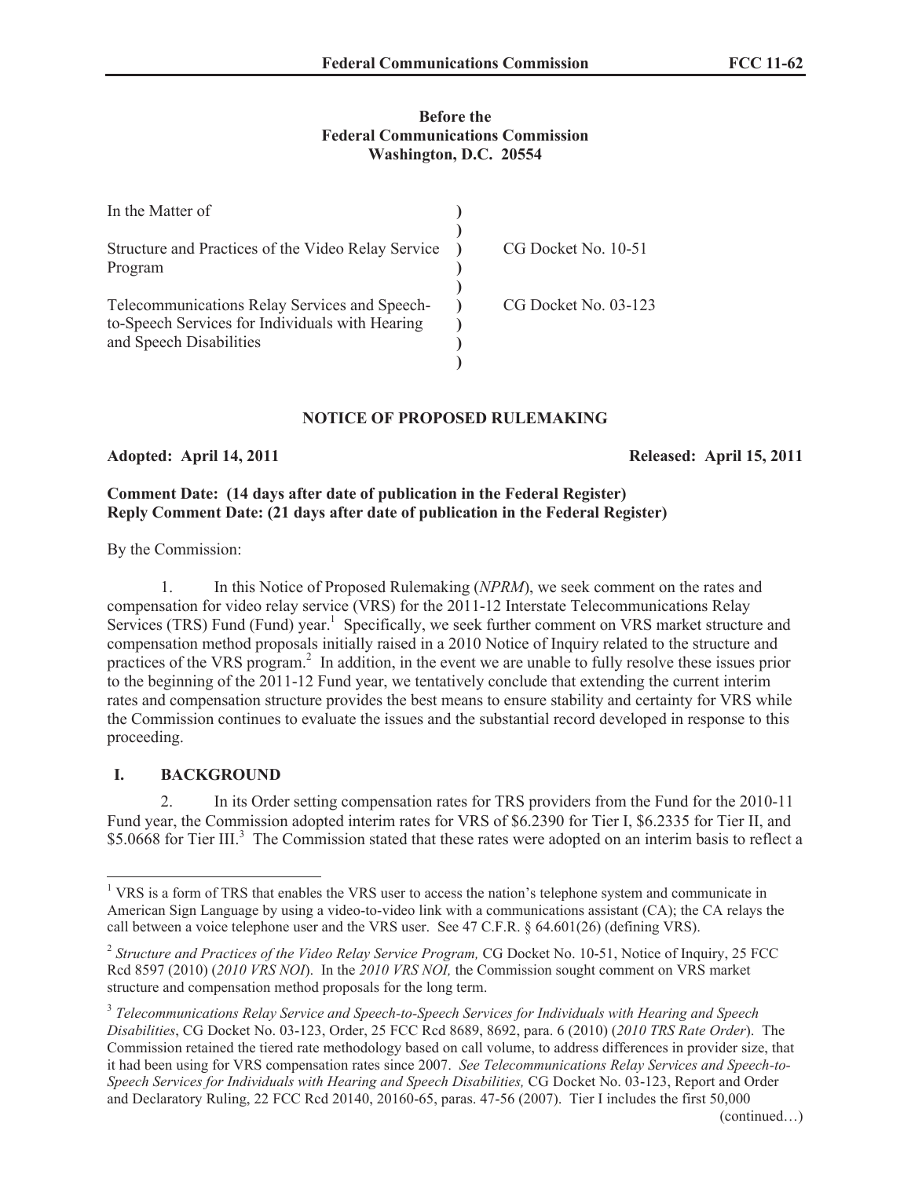**Before the**
**Federal Communications Commission**
**Washington, D.C. 20554**

| In the Matter of | | |
|---|---|---|
| Structure and Practices of the Video Relay Service Program | ) | CG Docket No. 10-51 |
| Telecommunications Relay Services and Speech-to-Speech Services for Individuals with Hearing and Speech Disabilities | ) | CG Docket No. 03-123 |

## NOTICE OF PROPOSED RULEMAKING

**Adopted: April 14, 2011** **Released: April 15, 2011**

**Comment Date: (14 days after date of publication in the Federal Register)**
**Reply Comment Date: (21 days after date of publication in the Federal Register)**

By the Commission:

1. In this Notice of Proposed Rulemaking (*NPRM*), we seek comment on the rates and compensation for video relay service (VRS) for the 2011-12 Interstate Telecommunications Relay Services (TRS) Fund (Fund) year.[1] Specifically, we seek further comment on VRS market structure and compensation method proposals initially raised in a 2010 Notice of Inquiry related to the structure and practices of the VRS program.[2] In addition, in the event we are unable to fully resolve these issues prior to the beginning of the 2011-12 Fund year, we tentatively conclude that extending the current interim rates and compensation structure provides the best means to ensure stability and certainty for VRS while the Commission continues to evaluate the issues and the substantial record developed in response to this proceeding.

## I. BACKGROUND

2. In its Order setting compensation rates for TRS providers from the Fund for the 2010-11 Fund year, the Commission adopted interim rates for VRS of $6.2390 for Tier I, $6.2335 for Tier II, and $5.0668 for Tier III.[3] The Commission stated that these rates were adopted on an interim basis to reflect a

---

[1] VRS is a form of TRS that enables the VRS user to access the nation's telephone system and communicate in American Sign Language by using a video-to-video link with a communications assistant (CA); the CA relays the call between a voice telephone user and the VRS user. See 47 C.F.R. § 64.601(26) (defining VRS).

[2] *Structure and Practices of the Video Relay Service Program,* CG Docket No. 10-51, Notice of Inquiry, 25 FCC Rcd 8597 (2010) (*2010 VRS NOI*). In the *2010 VRS NOI,* the Commission sought comment on VRS market structure and compensation method proposals for the long term.

[3] *Telecommunications Relay Service and Speech-to-Speech Services for Individuals with Hearing and Speech Disabilities*, CG Docket No. 03-123, Order, 25 FCC Rcd 8689, 8692, para. 6 (2010) (*2010 TRS Rate Order*). The Commission retained the tiered rate methodology based on call volume, to address differences in provider size, that it had been using for VRS compensation rates since 2007. *See Telecommunications Relay Services and Speech-to-Speech Services for Individuals with Hearing and Speech Disabilities,* CG Docket No. 03-123, Report and Order and Declaratory Ruling, 22 FCC Rcd 20140, 20160-65, paras. 47-56 (2007). Tier I includes the first 50,000 (continued…)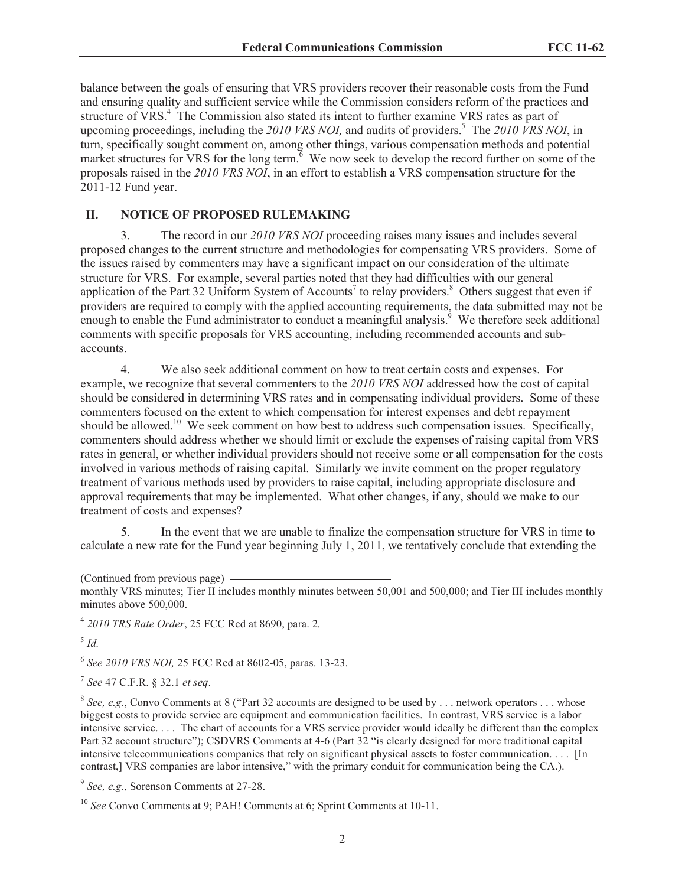balance between the goals of ensuring that VRS providers recover their reasonable costs from the Fund and ensuring quality and sufficient service while the Commission considers reform of the practices and structure of VRS.[4] The Commission also stated its intent to further examine VRS rates as part of upcoming proceedings, including the *2010 VRS NOI,* and audits of providers.[5] The *2010 VRS NOI*, in turn, specifically sought comment on, among other things, various compensation methods and potential market structures for VRS for the long term.[6] We now seek to develop the record further on some of the proposals raised in the *2010 VRS NOI*, in an effort to establish a VRS compensation structure for the 2011-12 Fund year.

## II. NOTICE OF PROPOSED RULEMAKING

3. The record in our *2010 VRS NOI* proceeding raises many issues and includes several proposed changes to the current structure and methodologies for compensating VRS providers. Some of the issues raised by commenters may have a significant impact on our consideration of the ultimate structure for VRS. For example, several parties noted that they had difficulties with our general application of the Part 32 Uniform System of Accounts[7] to relay providers.[8] Others suggest that even if providers are required to comply with the applied accounting requirements, the data submitted may not be enough to enable the Fund administrator to conduct a meaningful analysis.[9] We therefore seek additional comments with specific proposals for VRS accounting, including recommended accounts and sub-accounts.

4. We also seek additional comment on how to treat certain costs and expenses. For example, we recognize that several commenters to the *2010 VRS NOI* addressed how the cost of capital should be considered in determining VRS rates and in compensating individual providers. Some of these commenters focused on the extent to which compensation for interest expenses and debt repayment should be allowed.[10] We seek comment on how best to address such compensation issues. Specifically, commenters should address whether we should limit or exclude the expenses of raising capital from VRS rates in general, or whether individual providers should not receive some or all compensation for the costs involved in various methods of raising capital. Similarly we invite comment on the proper regulatory treatment of various methods used by providers to raise capital, including appropriate disclosure and approval requirements that may be implemented. What other changes, if any, should we make to our treatment of costs and expenses?

5. In the event that we are unable to finalize the compensation structure for VRS in time to calculate a new rate for the Fund year beginning July 1, 2011, we tentatively conclude that extending the

(Continued from previous page)
monthly VRS minutes; Tier II includes monthly minutes between 50,001 and 500,000; and Tier III includes monthly minutes above 500,000.

[4] *2010 TRS Rate Order*, 25 FCC Rcd at 8690, para. 2*.*

[5] *Id.*

[6] *See 2010 VRS NOI,* 25 FCC Rcd at 8602-05, paras. 13-23.

[7] *See* 47 C.F.R. § 32.1 *et seq*.

[8] *See, e.g.*, Convo Comments at 8 ("Part 32 accounts are designed to be used by . . . network operators . . . whose biggest costs to provide service are equipment and communication facilities. In contrast, VRS service is a labor intensive service. . . . The chart of accounts for a VRS service provider would ideally be different than the complex Part 32 account structure"); CSDVRS Comments at 4-6 (Part 32 "is clearly designed for more traditional capital intensive telecommunications companies that rely on significant physical assets to foster communication. . . . [In contrast,] VRS companies are labor intensive," with the primary conduit for communication being the CA.).

[9] *See, e.g.*, Sorenson Comments at 27-28.

[10] *See* Convo Comments at 9; PAH! Comments at 6; Sprint Comments at 10-11.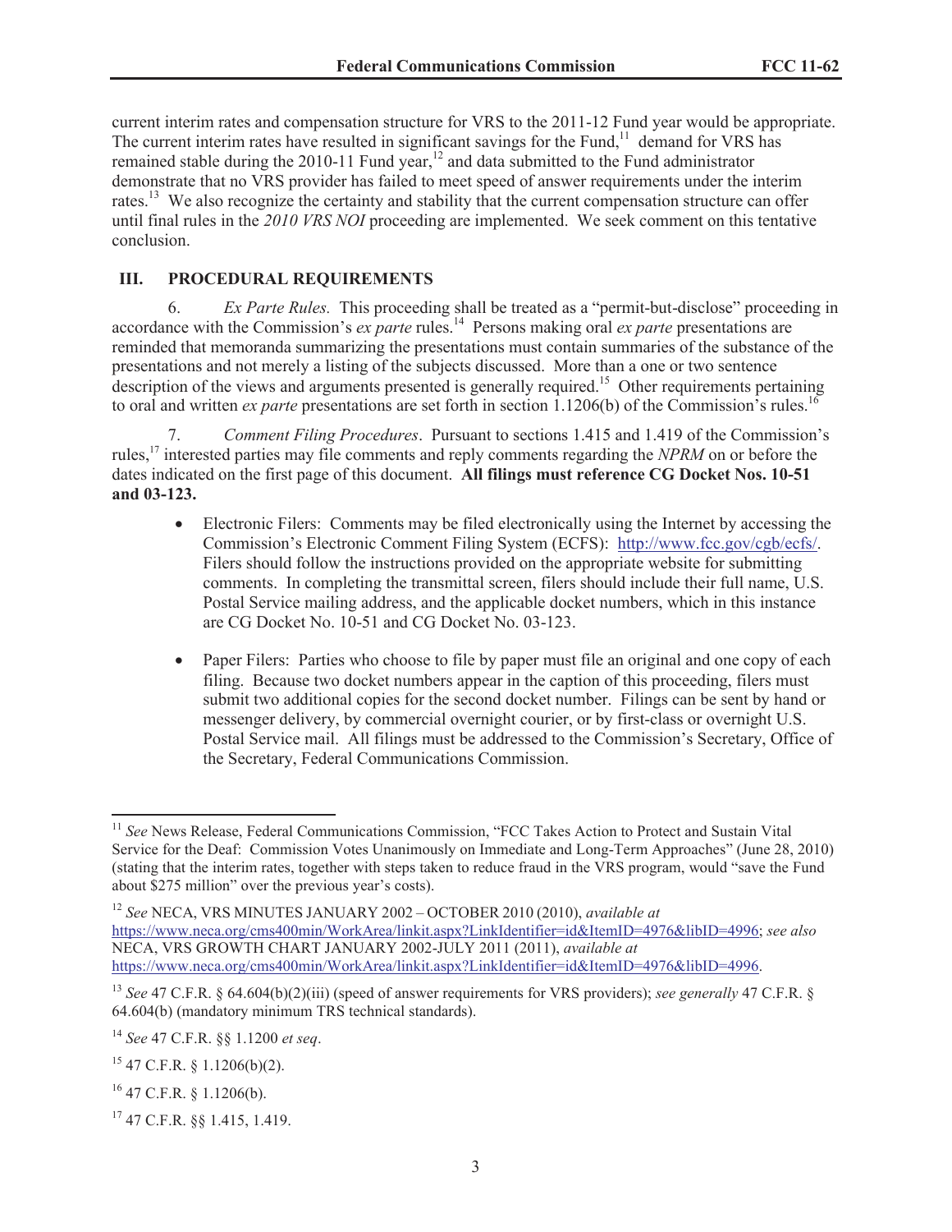current interim rates and compensation structure for VRS to the 2011-12 Fund year would be appropriate. The current interim rates have resulted in significant savings for the Fund,[11] demand for VRS has remained stable during the 2010-11 Fund year,[12] and data submitted to the Fund administrator demonstrate that no VRS provider has failed to meet speed of answer requirements under the interim rates.[13] We also recognize the certainty and stability that the current compensation structure can offer until final rules in the *2010 VRS NOI* proceeding are implemented. We seek comment on this tentative conclusion.

## III. PROCEDURAL REQUIREMENTS

6. *Ex Parte Rules.* This proceeding shall be treated as a "permit-but-disclose" proceeding in accordance with the Commission's *ex parte* rules.[14] Persons making oral *ex parte* presentations are reminded that memoranda summarizing the presentations must contain summaries of the substance of the presentations and not merely a listing of the subjects discussed. More than a one or two sentence description of the views and arguments presented is generally required.[15] Other requirements pertaining to oral and written *ex parte* presentations are set forth in section 1.1206(b) of the Commission's rules.[16]

7. *Comment Filing Procedures*. Pursuant to sections 1.415 and 1.419 of the Commission's rules,[17] interested parties may file comments and reply comments regarding the *NPRM* on or before the dates indicated on the first page of this document. **All filings must reference CG Docket Nos. 10-51 and 03-123.**

- Electronic Filers: Comments may be filed electronically using the Internet by accessing the Commission's Electronic Comment Filing System (ECFS): http://www.fcc.gov/cgb/ecfs/. Filers should follow the instructions provided on the appropriate website for submitting comments. In completing the transmittal screen, filers should include their full name, U.S. Postal Service mailing address, and the applicable docket numbers, which in this instance are CG Docket No. 10-51 and CG Docket No. 03-123.

- Paper Filers: Parties who choose to file by paper must file an original and one copy of each filing. Because two docket numbers appear in the caption of this proceeding, filers must submit two additional copies for the second docket number. Filings can be sent by hand or messenger delivery, by commercial overnight courier, or by first-class or overnight U.S. Postal Service mail. All filings must be addressed to the Commission's Secretary, Office of the Secretary, Federal Communications Commission.

---

[11] *See* News Release, Federal Communications Commission, "FCC Takes Action to Protect and Sustain Vital Service for the Deaf: Commission Votes Unanimously on Immediate and Long-Term Approaches" (June 28, 2010) (stating that the interim rates, together with steps taken to reduce fraud in the VRS program, would "save the Fund about $275 million" over the previous year's costs).

[12] *See* NECA, VRS MINUTES JANUARY 2002 – OCTOBER 2010 (2010), *available at* https://www.neca.org/cms400min/WorkArea/linkit.aspx?LinkIdentifier=id&ItemID=4976&libID=4996; *see also* NECA, VRS GROWTH CHART JANUARY 2002-JULY 2011 (2011), *available at* https://www.neca.org/cms400min/WorkArea/linkit.aspx?LinkIdentifier=id&ItemID=4976&libID=4996.

[13] *See* 47 C.F.R. § 64.604(b)(2)(iii) (speed of answer requirements for VRS providers); *see generally* 47 C.F.R. § 64.604(b) (mandatory minimum TRS technical standards).

[14] *See* 47 C.F.R. §§ 1.1200 *et seq*.

[15] 47 C.F.R. § 1.1206(b)(2).

[16] 47 C.F.R. § 1.1206(b).

[17] 47 C.F.R. §§ 1.415, 1.419.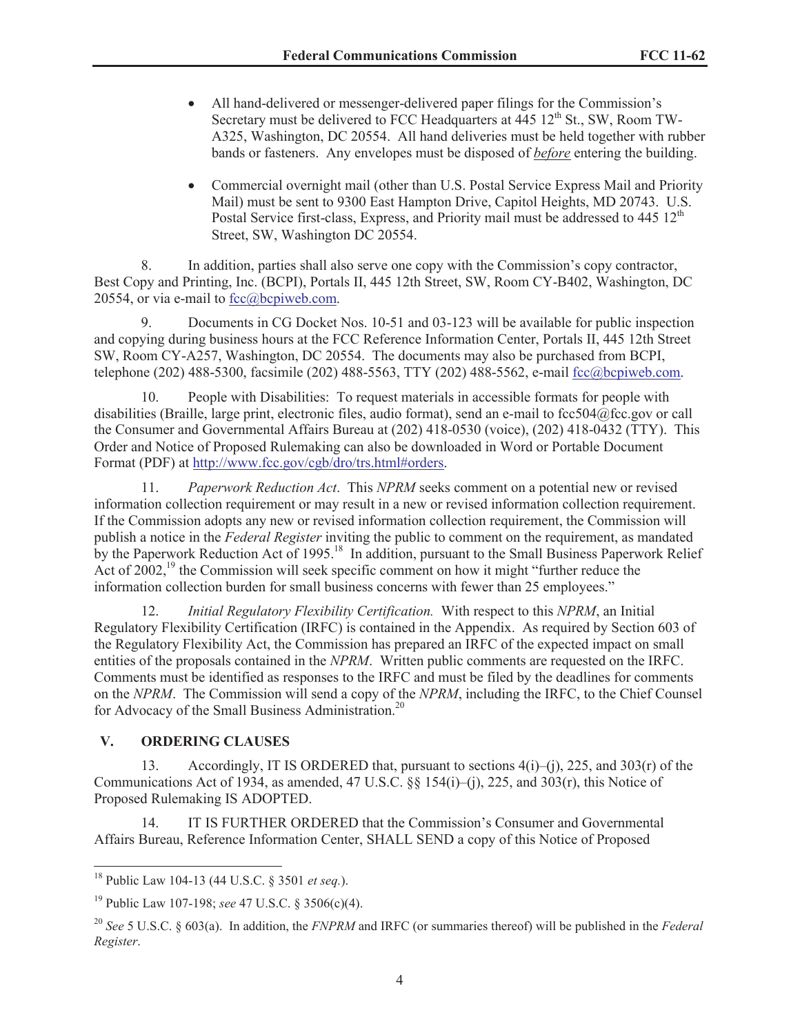- All hand-delivered or messenger-delivered paper filings for the Commission's Secretary must be delivered to FCC Headquarters at 445 12th St., SW, Room TW-A325, Washington, DC 20554. All hand deliveries must be held together with rubber bands or fasteners. Any envelopes must be disposed of *before* entering the building.

- Commercial overnight mail (other than U.S. Postal Service Express Mail and Priority Mail) must be sent to 9300 East Hampton Drive, Capitol Heights, MD 20743. U.S. Postal Service first-class, Express, and Priority mail must be addressed to 445 12th Street, SW, Washington DC 20554.

8. In addition, parties shall also serve one copy with the Commission's copy contractor, Best Copy and Printing, Inc. (BCPI), Portals II, 445 12th Street, SW, Room CY-B402, Washington, DC 20554, or via e-mail to fcc@bcpiweb.com.

9. Documents in CG Docket Nos. 10-51 and 03-123 will be available for public inspection and copying during business hours at the FCC Reference Information Center, Portals II, 445 12th Street SW, Room CY-A257, Washington, DC 20554. The documents may also be purchased from BCPI, telephone (202) 488-5300, facsimile (202) 488-5563, TTY (202) 488-5562, e-mail fcc@bcpiweb.com.

10. People with Disabilities: To request materials in accessible formats for people with disabilities (Braille, large print, electronic files, audio format), send an e-mail to fcc504@fcc.gov or call the Consumer and Governmental Affairs Bureau at (202) 418-0530 (voice), (202) 418-0432 (TTY). This Order and Notice of Proposed Rulemaking can also be downloaded in Word or Portable Document Format (PDF) at http://www.fcc.gov/cgb/dro/trs.html#orders.

11. *Paperwork Reduction Act*. This *NPRM* seeks comment on a potential new or revised information collection requirement or may result in a new or revised information collection requirement. If the Commission adopts any new or revised information collection requirement, the Commission will publish a notice in the *Federal Register* inviting the public to comment on the requirement, as mandated by the Paperwork Reduction Act of 1995.[18] In addition, pursuant to the Small Business Paperwork Relief Act of 2002,[19] the Commission will seek specific comment on how it might "further reduce the information collection burden for small business concerns with fewer than 25 employees."

12. *Initial Regulatory Flexibility Certification.* With respect to this *NPRM*, an Initial Regulatory Flexibility Certification (IRFC) is contained in the Appendix. As required by Section 603 of the Regulatory Flexibility Act, the Commission has prepared an IRFC of the expected impact on small entities of the proposals contained in the *NPRM*. Written public comments are requested on the IRFC. Comments must be identified as responses to the IRFC and must be filed by the deadlines for comments on the *NPRM*. The Commission will send a copy of the *NPRM*, including the IRFC, to the Chief Counsel for Advocacy of the Small Business Administration.[20]

## V. ORDERING CLAUSES

13. Accordingly, IT IS ORDERED that, pursuant to sections 4(i)–(j), 225, and 303(r) of the Communications Act of 1934, as amended, 47 U.S.C. §§ 154(i)–(j), 225, and 303(r), this Notice of Proposed Rulemaking IS ADOPTED.

14. IT IS FURTHER ORDERED that the Commission's Consumer and Governmental Affairs Bureau, Reference Information Center, SHALL SEND a copy of this Notice of Proposed

---

[18] Public Law 104-13 (44 U.S.C. § 3501 *et seq.*).

[19] Public Law 107-198; *see* 47 U.S.C. § 3506(c)(4).

[20] *See* 5 U.S.C. § 603(a). In addition, the *FNPRM* and IRFC (or summaries thereof) will be published in the *Federal Register*.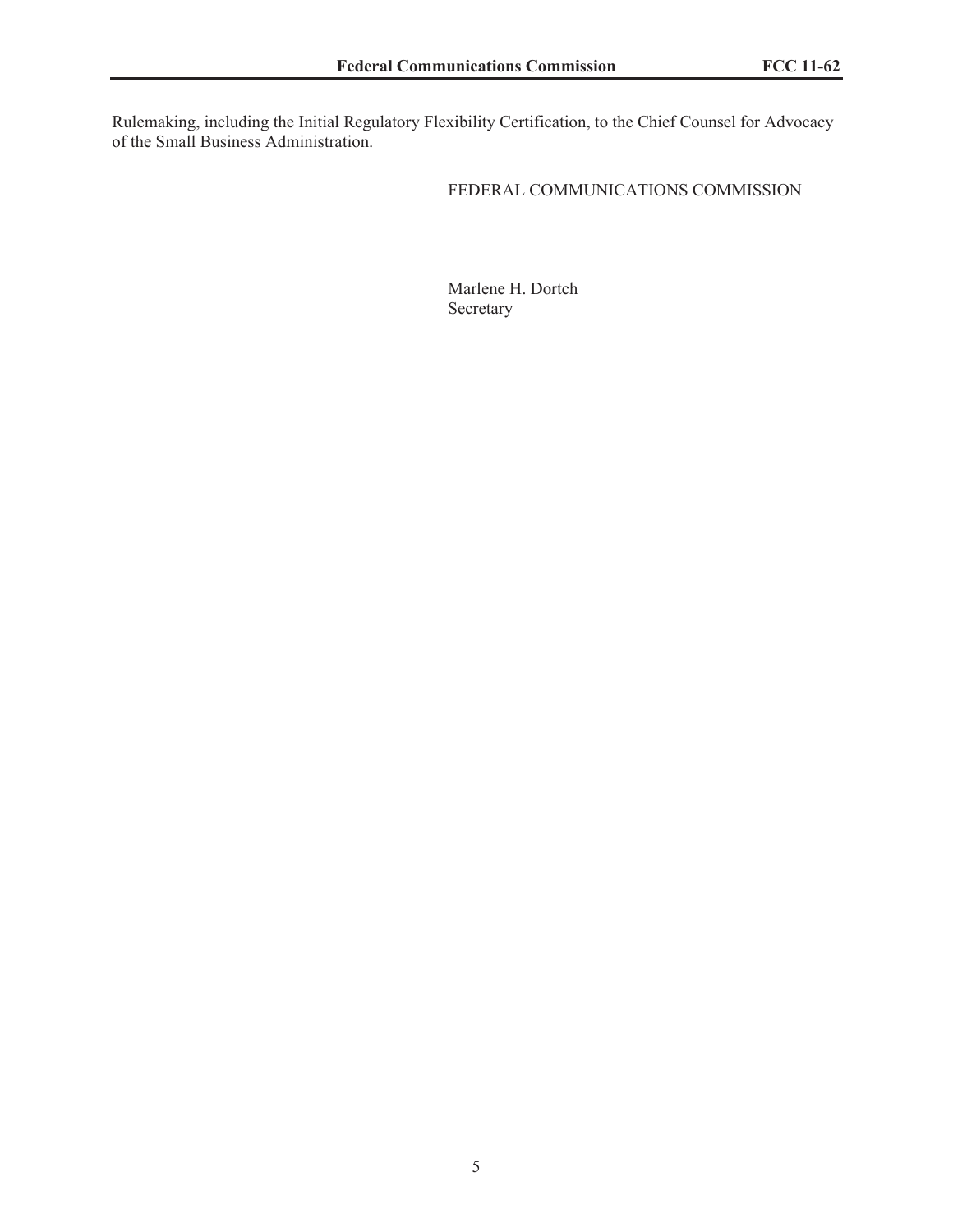Rulemaking, including the Initial Regulatory Flexibility Certification, to the Chief Counsel for Advocacy of the Small Business Administration.

FEDERAL COMMUNICATIONS COMMISSION

Marlene H. Dortch
Secretary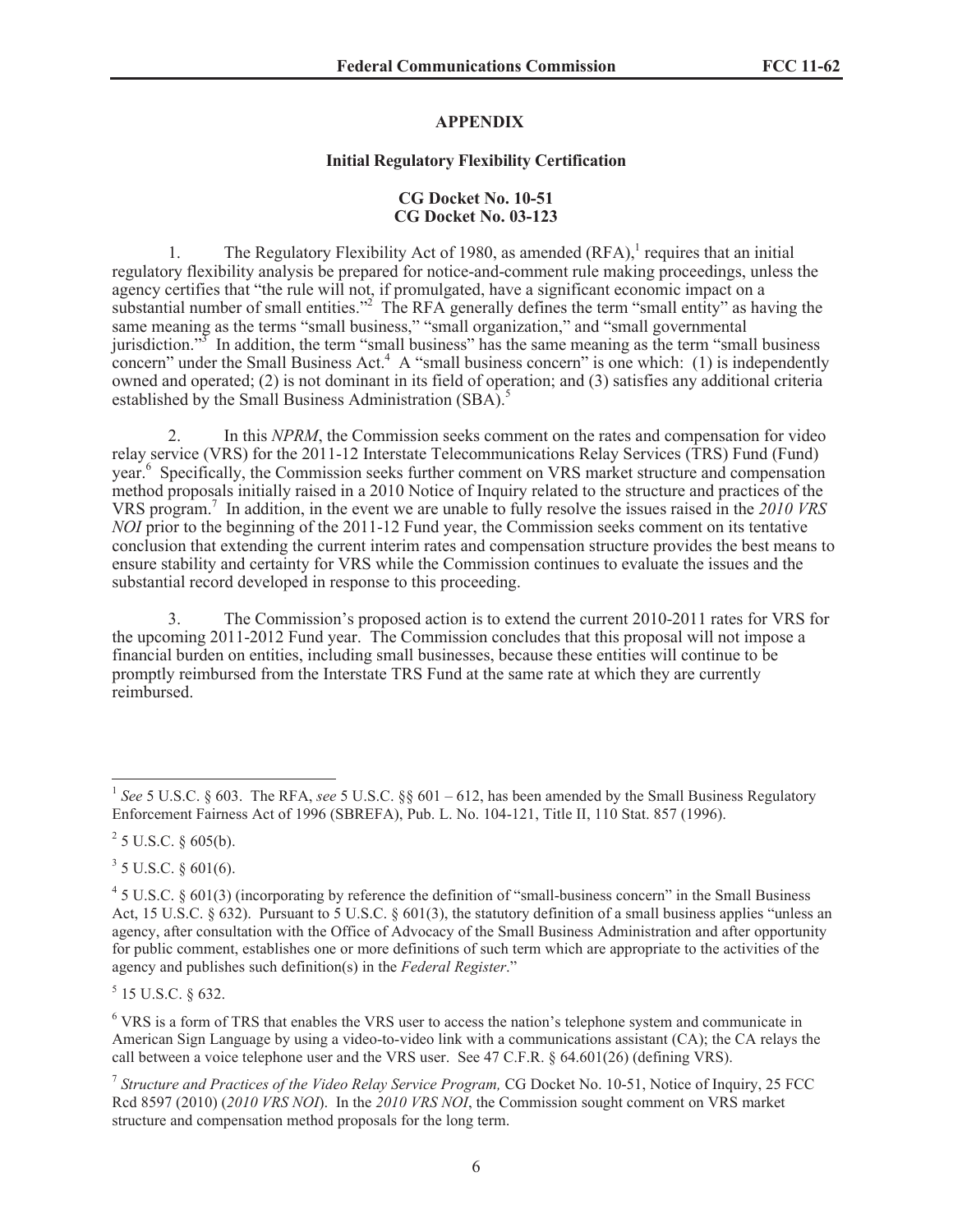## APPENDIX

### Initial Regulatory Flexibility Certification

**CG Docket No. 10-51**
**CG Docket No. 03-123**

1. The Regulatory Flexibility Act of 1980, as amended (RFA),[1] requires that an initial regulatory flexibility analysis be prepared for notice-and-comment rule making proceedings, unless the agency certifies that "the rule will not, if promulgated, have a significant economic impact on a substantial number of small entities."[2] The RFA generally defines the term "small entity" as having the same meaning as the terms "small business," "small organization," and "small governmental jurisdiction."[3] In addition, the term "small business" has the same meaning as the term "small business concern" under the Small Business Act.[4] A "small business concern" is one which: (1) is independently owned and operated; (2) is not dominant in its field of operation; and (3) satisfies any additional criteria established by the Small Business Administration (SBA).[5]

2. In this *NPRM*, the Commission seeks comment on the rates and compensation for video relay service (VRS) for the 2011-12 Interstate Telecommunications Relay Services (TRS) Fund (Fund) year.[6] Specifically, the Commission seeks further comment on VRS market structure and compensation method proposals initially raised in a 2010 Notice of Inquiry related to the structure and practices of the VRS program.[7] In addition, in the event we are unable to fully resolve the issues raised in the *2010 VRS NOI* prior to the beginning of the 2011-12 Fund year, the Commission seeks comment on its tentative conclusion that extending the current interim rates and compensation structure provides the best means to ensure stability and certainty for VRS while the Commission continues to evaluate the issues and the substantial record developed in response to this proceeding.

3. The Commission's proposed action is to extend the current 2010-2011 rates for VRS for the upcoming 2011-2012 Fund year. The Commission concludes that this proposal will not impose a financial burden on entities, including small businesses, because these entities will continue to be promptly reimbursed from the Interstate TRS Fund at the same rate at which they are currently reimbursed.

---

[1] *See* 5 U.S.C. § 603. The RFA, *see* 5 U.S.C. §§ 601 – 612, has been amended by the Small Business Regulatory Enforcement Fairness Act of 1996 (SBREFA), Pub. L. No. 104-121, Title II, 110 Stat. 857 (1996).

[2] 5 U.S.C. § 605(b).

[3] 5 U.S.C. § 601(6).

[4] 5 U.S.C. § 601(3) (incorporating by reference the definition of "small-business concern" in the Small Business Act, 15 U.S.C. § 632). Pursuant to 5 U.S.C. § 601(3), the statutory definition of a small business applies "unless an agency, after consultation with the Office of Advocacy of the Small Business Administration and after opportunity for public comment, establishes one or more definitions of such term which are appropriate to the activities of the agency and publishes such definition(s) in the *Federal Register*."

[5] 15 U.S.C. § 632.

[6] VRS is a form of TRS that enables the VRS user to access the nation's telephone system and communicate in American Sign Language by using a video-to-video link with a communications assistant (CA); the CA relays the call between a voice telephone user and the VRS user. See 47 C.F.R. § 64.601(26) (defining VRS).

[7] *Structure and Practices of the Video Relay Service Program,* CG Docket No. 10-51, Notice of Inquiry, 25 FCC Rcd 8597 (2010) (*2010 VRS NOI*). In the *2010 VRS NOI*, the Commission sought comment on VRS market structure and compensation method proposals for the long term.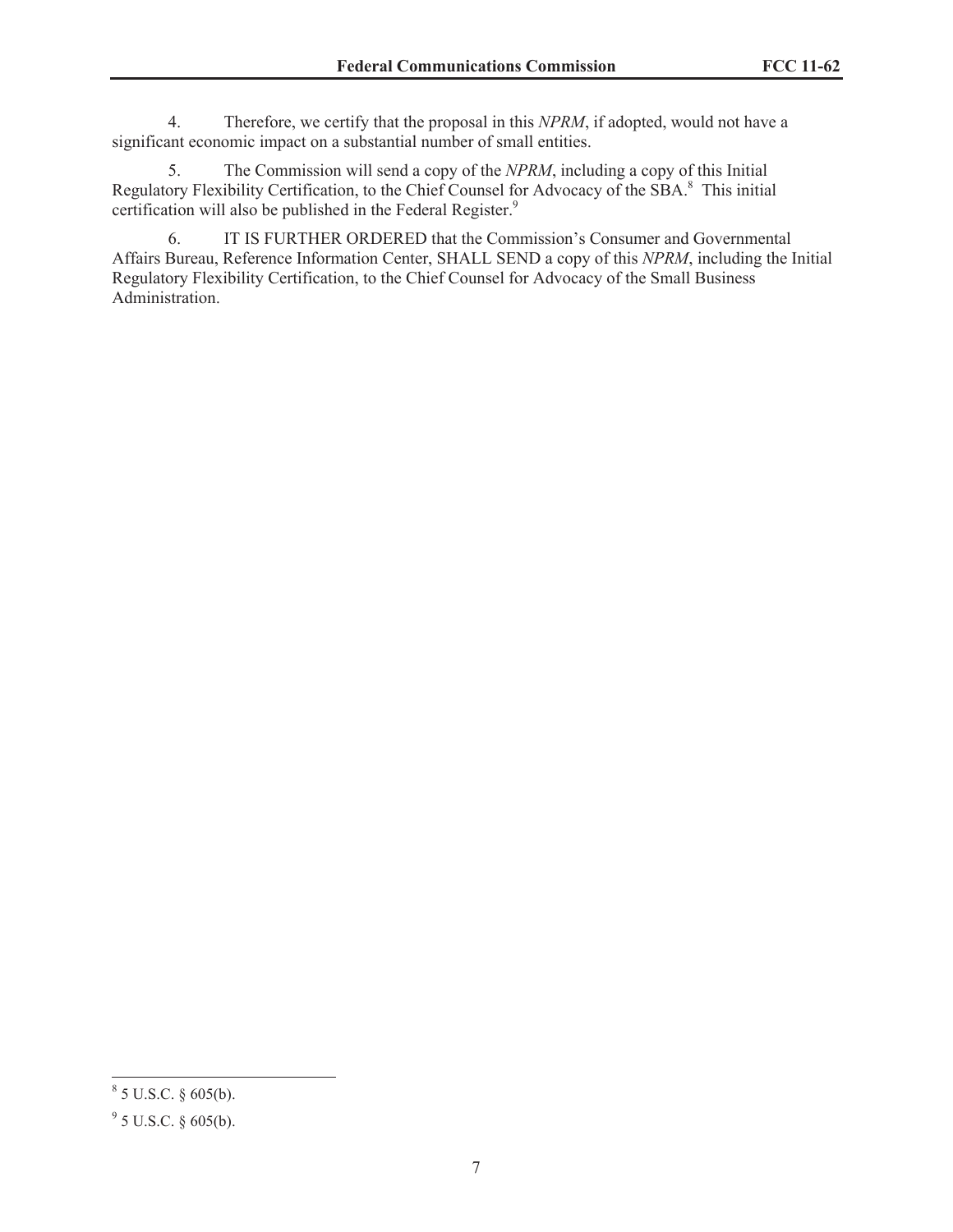4. Therefore, we certify that the proposal in this *NPRM*, if adopted, would not have a significant economic impact on a substantial number of small entities.

5. The Commission will send a copy of the *NPRM*, including a copy of this Initial Regulatory Flexibility Certification, to the Chief Counsel for Advocacy of the SBA.[8] This initial certification will also be published in the Federal Register.[9]

6. IT IS FURTHER ORDERED that the Commission's Consumer and Governmental Affairs Bureau, Reference Information Center, SHALL SEND a copy of this *NPRM*, including the Initial Regulatory Flexibility Certification, to the Chief Counsel for Advocacy of the Small Business Administration.

---

[8] 5 U.S.C. § 605(b).

[9] 5 U.S.C. § 605(b).